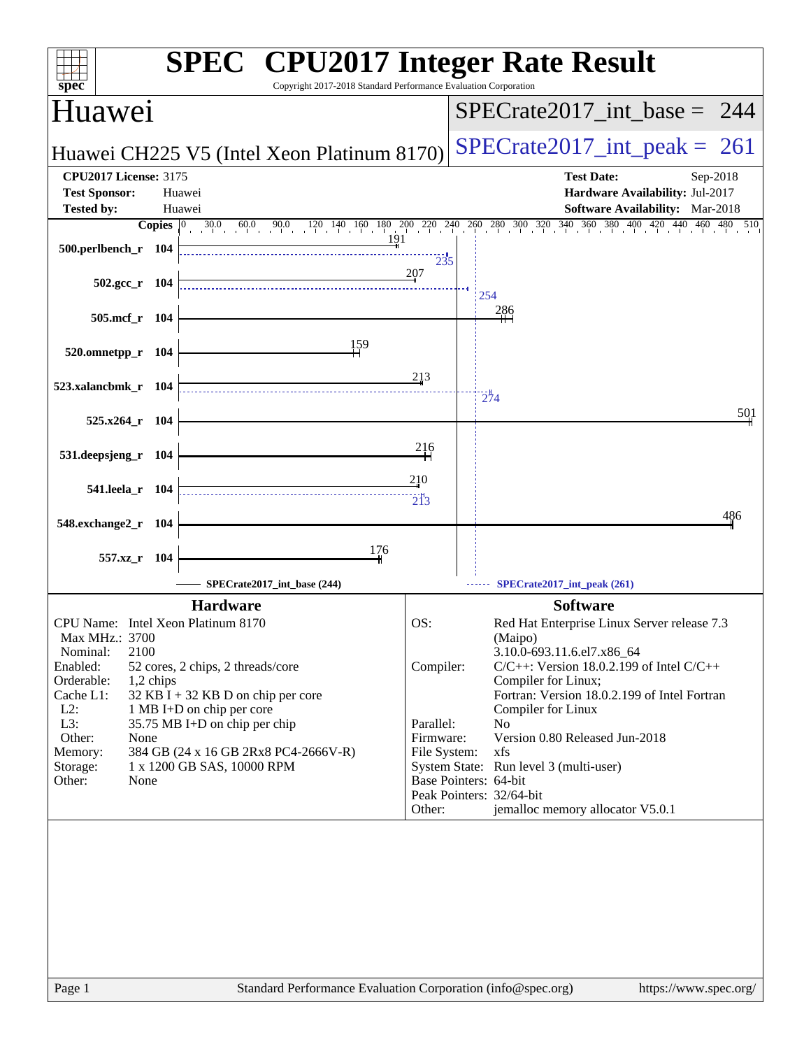# SPEC CPU2017 Integer Rate Result

Copyright 2017-2018 Standard Performance Evaluation Corporation

## Huawei

**Huawei CH225 V5 (Intel Xeon Platinum 8170)**

SPECrate2017_int_base = 244

SPECrate2017_int_peak = 261

| | | | |
|---|---|---|---|
| **CPU2017 License:** | 3175 | **Test Date:** | Sep-2018 |
| **Test Sponsor:** | Huawei | **Hardware Availability:** | Jul-2017 |
| **Tested by:** | Huawei | **Software Availability:** | Mar-2018 |

| Benchmark | Copies | Base | Peak |
|---|---|---|---|
| 500.perlbench_r | 104 | 191 | 235 |
| 502.gcc_r | 104 | 207 | 254 |
| 505.mcf_r | 104 | 286 | |
| 520.omnetpp_r | 104 | 159 | |
| 523.xalancbmk_r | 104 | 213 | 274 |
| 525.x264_r | 104 | 501 | |
| 531.deepsjeng_r | 104 | 216 | |
| 541.leela_r | 104 | 210 | 213 |
| 548.exchange2_r | 104 | 486 | |
| 557.xz_r | 104 | 176 | |

SPECrate2017_int_base (244) — SPECrate2017_int_peak (261)

### Hardware

| | |
|---|---|
| CPU Name: | Intel Xeon Platinum 8170 |
| Max MHz.: | 3700 |
| Nominal: | 2100 |
| Enabled: | 52 cores, 2 chips, 2 threads/core |
| Orderable: | 1,2 chips |
| Cache L1: | 32 KB I + 32 KB D on chip per core |
| L2: | 1 MB I+D on chip per core |
| L3: | 35.75 MB I+D on chip per chip |
| Other: | None |
| Memory: | 384 GB (24 x 16 GB 2Rx8 PC4-2666V-R) |
| Storage: | 1 x 1200 GB SAS, 10000 RPM |
| Other: | None |

### Software

| | |
|---|---|
| OS: | Red Hat Enterprise Linux Server release 7.3 (Maipo) 3.10.0-693.11.6.el7.x86_64 |
| Compiler: | C/C++: Version 18.0.2.199 of Intel C/C++ Compiler for Linux; Fortran: Version 18.0.2.199 of Intel Fortran Compiler for Linux |
| Parallel: | No |
| Firmware: | Version 0.80 Released Jun-2018 |
| File System: | xfs |
| System State: | Run level 3 (multi-user) |
| Base Pointers: | 64-bit |
| Peak Pointers: | 32/64-bit |
| Other: | jemalloc memory allocator V5.0.1 |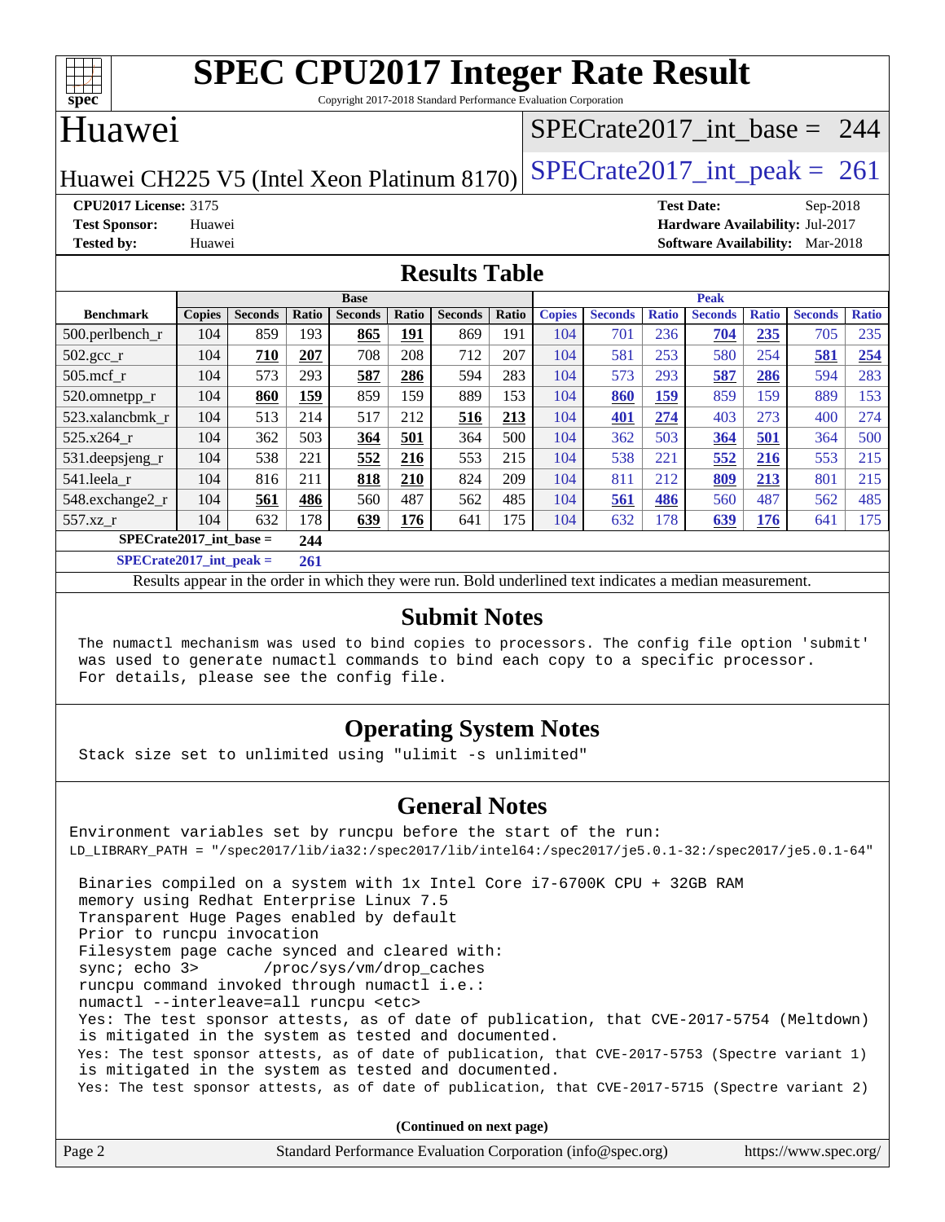# SPEC CPU2017 Integer Rate Result

Copyright 2017-2018 Standard Performance Evaluation Corporation

## Huawei

Huawei CH225 V5 (Intel Xeon Platinum 8170)

SPECrate2017_int_base = 244

SPECrate2017_int_peak = 261

**CPU2017 License:** 3175
**Test Sponsor:** Huawei
**Tested by:** Huawei

**Test Date:** Sep-2018
**Hardware Availability:** Jul-2017
**Software Availability:** Mar-2018

## Results Table

| | Base | | | | | | | Peak | | | | | | |
|---|---|---|---|---|---|---|---|---|---|---|---|---|---|---|
| **Benchmark** | **Copies** | **Seconds** | **Ratio** | **Seconds** | **Ratio** | **Seconds** | **Ratio** | **Copies** | **Seconds** | **Ratio** | **Seconds** | **Ratio** | **Seconds** | **Ratio** |
| 500.perlbench_r | 104 | 859 | 193 | **865** | **191** | 869 | 191 | 104 | 701 | 236 | **704** | **235** | 705 | 235 |
| 502.gcc_r | 104 | **710** | **207** | 708 | 208 | 712 | 207 | 104 | 581 | 253 | 580 | 254 | **581** | **254** |
| 505.mcf_r | 104 | 573 | 293 | **587** | **286** | 594 | 283 | 104 | 573 | 293 | **587** | **286** | 594 | 283 |
| 520.omnetpp_r | 104 | **860** | **159** | 859 | 159 | 889 | 153 | 104 | **860** | **159** | 859 | 159 | 889 | 153 |
| 523.xalancbmk_r | 104 | 513 | 214 | 517 | 212 | **516** | **213** | 104 | **401** | **274** | 403 | 273 | 400 | 274 |
| 525.x264_r | 104 | 362 | 503 | **364** | **501** | 364 | 500 | 104 | 362 | 503 | **364** | **501** | 364 | 500 |
| 531.deepsjeng_r | 104 | 538 | 221 | **552** | **216** | 553 | 215 | 104 | 538 | 221 | **552** | **216** | 553 | 215 |
| 541.leela_r | 104 | 816 | 211 | **818** | **210** | 824 | 209 | 104 | 811 | 212 | **809** | **213** | 801 | 215 |
| 548.exchange2_r | 104 | **561** | **486** | 560 | 487 | 562 | 485 | 104 | **561** | **486** | 560 | 487 | 562 | 485 |
| 557.xz_r | 104 | 632 | 178 | **639** | **176** | 641 | 175 | 104 | 632 | 178 | **639** | **176** | 641 | 175 |

**SPECrate2017_int_base =** **244**

**SPECrate2017_int_peak =** **261**

Results appear in the order in which they were run. Bold underlined text indicates a median measurement.

## Submit Notes

```
The numactl mechanism was used to bind copies to processors. The config file option 'submit'
was used to generate numactl commands to bind each copy to a specific processor.
For details, please see the config file.
```

## Operating System Notes

```
Stack size set to unlimited using "ulimit -s unlimited"
```

## General Notes

```
Environment variables set by runcpu before the start of the run:
LD_LIBRARY_PATH = "/spec2017/lib/ia32:/spec2017/lib/intel64:/spec2017/je5.0.1-32:/spec2017/je5.0.1-64"

 Binaries compiled on a system with 1x Intel Core i7-6700K CPU + 32GB RAM
 memory using Redhat Enterprise Linux 7.5
 Transparent Huge Pages enabled by default
 Prior to runcpu invocation
 Filesystem page cache synced and cleared with:
 sync; echo 3>       /proc/sys/vm/drop_caches
 runcpu command invoked through numactl i.e.:
 numactl --interleave=all runcpu <etc>
 Yes: The test sponsor attests, as of date of publication, that CVE-2017-5754 (Meltdown)
 is mitigated in the system as tested and documented.
 Yes: The test sponsor attests, as of date of publication, that CVE-2017-5753 (Spectre variant 1)
 is mitigated in the system as tested and documented.
 Yes: The test sponsor attests, as of date of publication, that CVE-2017-5715 (Spectre variant 2)
```

**(Continued on next page)**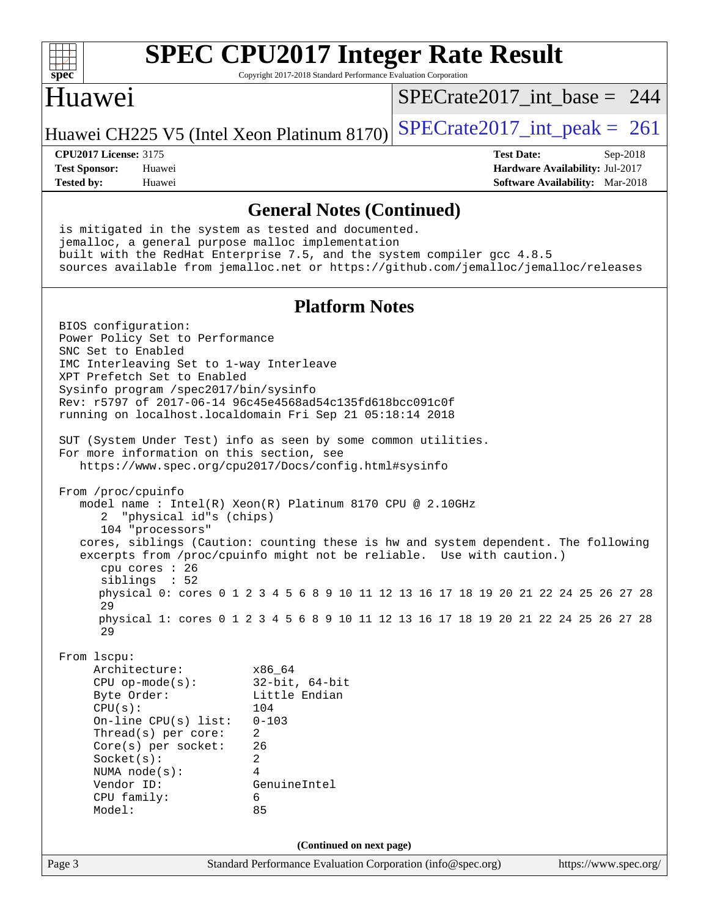## General Notes (Continued)

```
is mitigated in the system as tested and documented.
jemalloc, a general purpose malloc implementation
built with the RedHat Enterprise 7.5, and the system compiler gcc 4.8.5
sources available from jemalloc.net or https://github.com/jemalloc/jemalloc/releases
```

## Platform Notes

```
BIOS configuration:
Power Policy Set to Performance
SNC Set to Enabled
IMC Interleaving Set to 1-way Interleave
XPT Prefetch Set to Enabled
Sysinfo program /spec2017/bin/sysinfo
Rev: r5797 of 2017-06-14 96c45e4568ad54c135fd618bcc091c0f
running on localhost.localdomain Fri Sep 21 05:18:14 2018

SUT (System Under Test) info as seen by some common utilities.
For more information on this section, see
   https://www.spec.org/cpu2017/Docs/config.html#sysinfo

From /proc/cpuinfo
   model name : Intel(R) Xeon(R) Platinum 8170 CPU @ 2.10GHz
      2  "physical id"s (chips)
      104 "processors"
   cores, siblings (Caution: counting these is hw and system dependent. The following
   excerpts from /proc/cpuinfo might not be reliable.  Use with caution.)
      cpu cores : 26
      siblings  : 52
      physical 0: cores 0 1 2 3 4 5 6 8 9 10 11 12 13 16 17 18 19 20 21 22 24 25 26 27 28
      29
      physical 1: cores 0 1 2 3 4 5 6 8 9 10 11 12 13 16 17 18 19 20 21 22 24 25 26 27 28
      29

From lscpu:
     Architecture:          x86_64
     CPU op-mode(s):        32-bit, 64-bit
     Byte Order:            Little Endian
     CPU(s):                104
     On-line CPU(s) list:   0-103
     Thread(s) per core:    2
     Core(s) per socket:    26
     Socket(s):             2
     NUMA node(s):          4
     Vendor ID:             GenuineIntel
     CPU family:            6
     Model:                 85
```

(Continued on next page)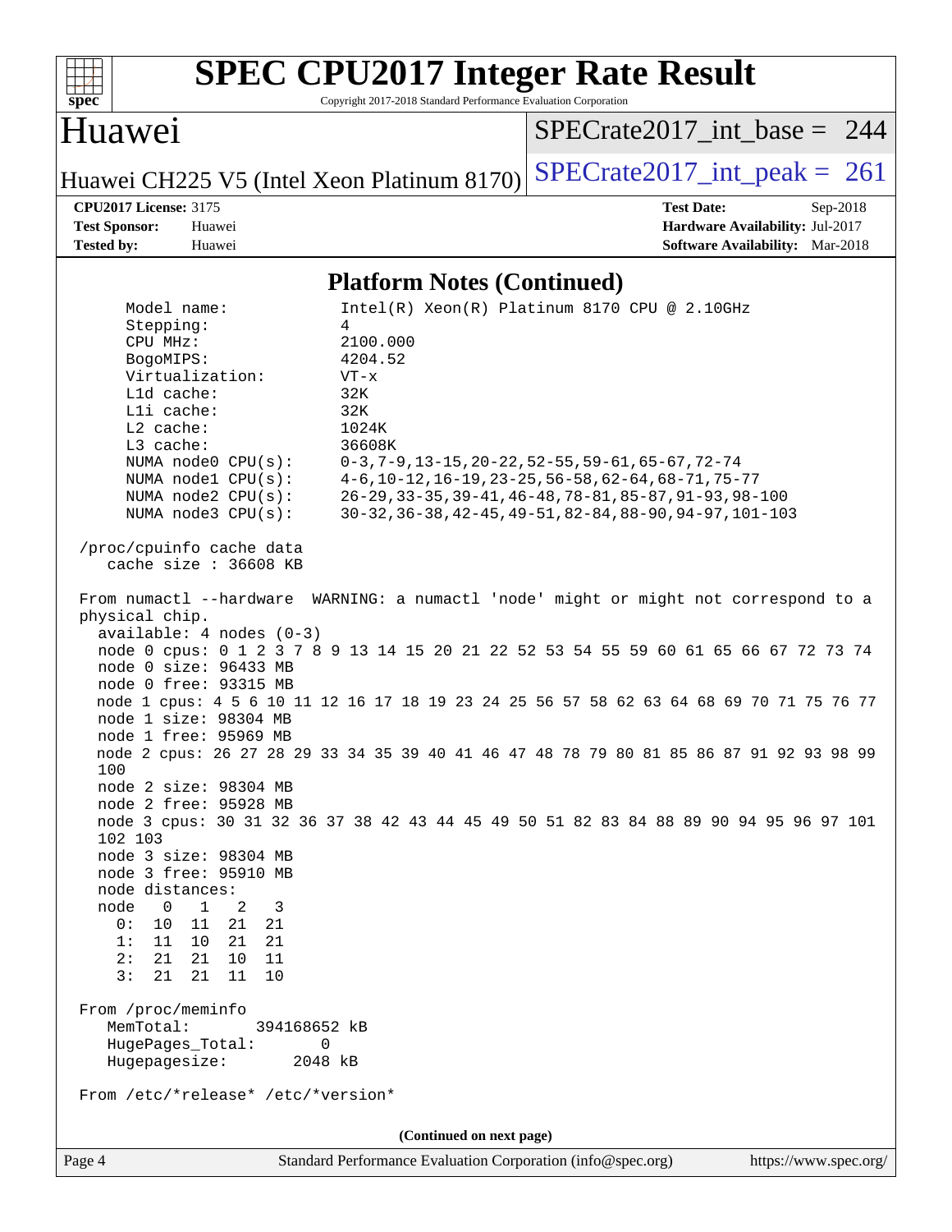## Platform Notes (Continued)

```
    Model name:            Intel(R) Xeon(R) Platinum 8170 CPU @ 2.10GHz
    Stepping:              4
    CPU MHz:               2100.000
    BogoMIPS:              4204.52
    Virtualization:        VT-x
    L1d cache:             32K
    L1i cache:             32K
    L2 cache:              1024K
    L3 cache:              36608K
    NUMA node0 CPU(s):     0-3,7-9,13-15,20-22,52-55,59-61,65-67,72-74
    NUMA node1 CPU(s):     4-6,10-12,16-19,23-25,56-58,62-64,68-71,75-77
    NUMA node2 CPU(s):     26-29,33-35,39-41,46-48,78-81,85-87,91-93,98-100
    NUMA node3 CPU(s):     30-32,36-38,42-45,49-51,82-84,88-90,94-97,101-103

 /proc/cpuinfo cache data
    cache size : 36608 KB

 From numactl --hardware  WARNING: a numactl 'node' might or might not correspond to a
 physical chip.
   available: 4 nodes (0-3)
   node 0 cpus: 0 1 2 3 7 8 9 13 14 15 20 21 22 52 53 54 55 59 60 61 65 66 67 72 73 74
   node 0 size: 96433 MB
   node 0 free: 93315 MB
   node 1 cpus: 4 5 6 10 11 12 16 17 18 19 23 24 25 56 57 58 62 63 64 68 69 70 71 75 76 77
   node 1 size: 98304 MB
   node 1 free: 95969 MB
   node 2 cpus: 26 27 28 29 33 34 35 39 40 41 46 47 48 78 79 80 81 85 86 87 91 92 93 98 99
   100
   node 2 size: 98304 MB
   node 2 free: 95928 MB
   node 3 cpus: 30 31 32 36 37 38 42 43 44 45 49 50 51 82 83 84 88 89 90 94 95 96 97 101
   102 103
   node 3 size: 98304 MB
   node 3 free: 95910 MB
   node distances:
   node   0   1   2   3
     0:  10  11  21  21
     1:  11  10  21  21
     2:  21  21  10  11
     3:  21  21  11  10

 From /proc/meminfo
    MemTotal:       394168652 kB
    HugePages_Total:       0
    Hugepagesize:       2048 kB

 From /etc/*release* /etc/*version*
```

(Continued on next page)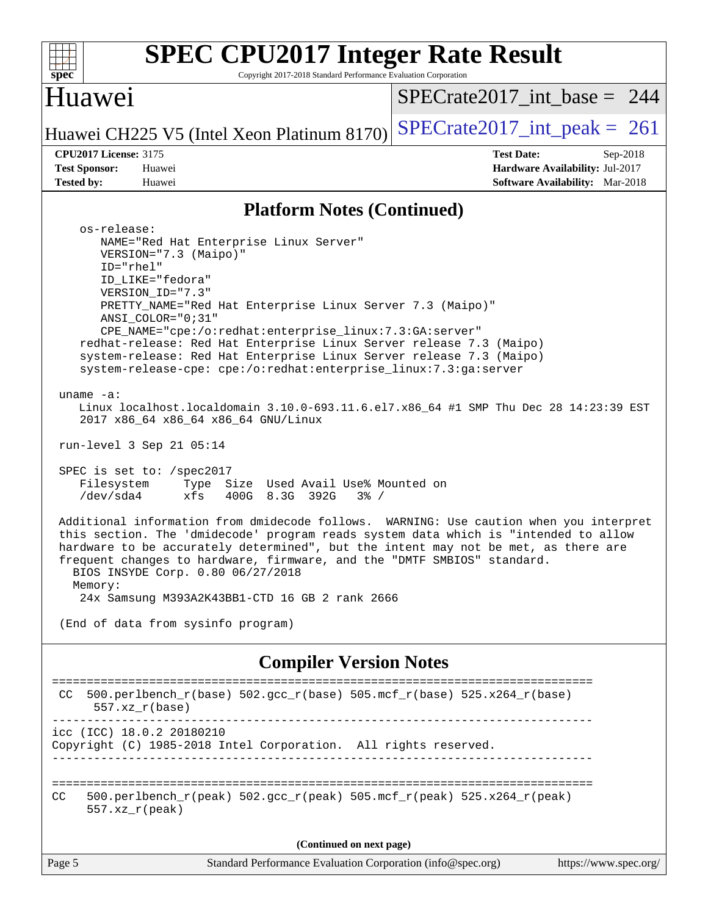## Platform Notes (Continued)

```
    os-release:
       NAME="Red Hat Enterprise Linux Server"
       VERSION="7.3 (Maipo)"
       ID="rhel"
       ID_LIKE="fedora"
       VERSION_ID="7.3"
       PRETTY_NAME="Red Hat Enterprise Linux Server 7.3 (Maipo)"
       ANSI_COLOR="0;31"
       CPE_NAME="cpe:/o:redhat:enterprise_linux:7.3:GA:server"
    redhat-release: Red Hat Enterprise Linux Server release 7.3 (Maipo)
    system-release: Red Hat Enterprise Linux Server release 7.3 (Maipo)
    system-release-cpe: cpe:/o:redhat:enterprise_linux:7.3:ga:server

 uname -a:
    Linux localhost.localdomain 3.10.0-693.11.6.el7.x86_64 #1 SMP Thu Dec 28 14:23:39 EST
    2017 x86_64 x86_64 x86_64 GNU/Linux

 run-level 3 Sep 21 05:14

 SPEC is set to: /spec2017
    Filesystem     Type  Size  Used Avail Use% Mounted on
    /dev/sda4      xfs   400G  8.3G  392G   3% /

 Additional information from dmidecode follows.  WARNING: Use caution when you interpret
 this section. The 'dmidecode' program reads system data which is "intended to allow
 hardware to be accurately determined", but the intent may not be met, as there are
 frequent changes to hardware, firmware, and the "DMTF SMBIOS" standard.
   BIOS INSYDE Corp. 0.80 06/27/2018
   Memory:
    24x Samsung M393A2K43BB1-CTD 16 GB 2 rank 2666

 (End of data from sysinfo program)
```

## Compiler Version Notes

```
==============================================================================
 CC  500.perlbench_r(base) 502.gcc_r(base) 505.mcf_r(base) 525.x264_r(base)
      557.xz_r(base)
------------------------------------------------------------------------------
icc (ICC) 18.0.2 20180210
Copyright (C) 1985-2018 Intel Corporation.  All rights reserved.
------------------------------------------------------------------------------

==============================================================================
CC   500.perlbench_r(peak) 502.gcc_r(peak) 505.mcf_r(peak) 525.x264_r(peak)
      557.xz_r(peak)
```

**(Continued on next page)**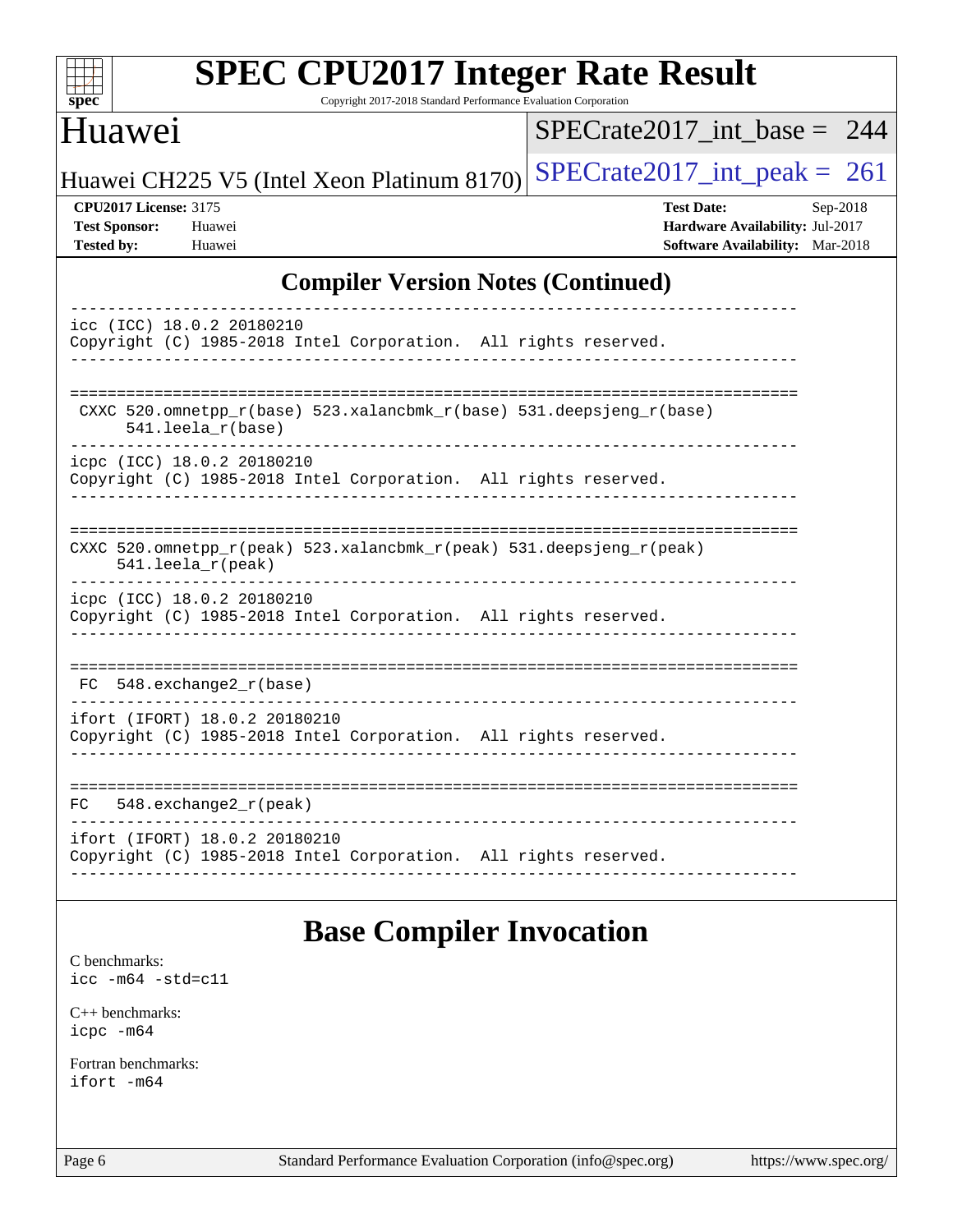## Compiler Version Notes (Continued)

```
------------------------------------------------------------------------------
icc (ICC) 18.0.2 20180210
Copyright (C) 1985-2018 Intel Corporation.  All rights reserved.
------------------------------------------------------------------------------

==============================================================================
 CXXC 520.omnetpp_r(base) 523.xalancbmk_r(base) 531.deepsjeng_r(base)
      541.leela_r(base)
------------------------------------------------------------------------------
icpc (ICC) 18.0.2 20180210
Copyright (C) 1985-2018 Intel Corporation.  All rights reserved.
------------------------------------------------------------------------------

==============================================================================
CXXC 520.omnetpp_r(peak) 523.xalancbmk_r(peak) 531.deepsjeng_r(peak)
     541.leela_r(peak)
------------------------------------------------------------------------------
icpc (ICC) 18.0.2 20180210
Copyright (C) 1985-2018 Intel Corporation.  All rights reserved.
------------------------------------------------------------------------------

==============================================================================
 FC  548.exchange2_r(base)
------------------------------------------------------------------------------
ifort (IFORT) 18.0.2 20180210
Copyright (C) 1985-2018 Intel Corporation.  All rights reserved.
------------------------------------------------------------------------------

==============================================================================
FC   548.exchange2_r(peak)
------------------------------------------------------------------------------
ifort (IFORT) 18.0.2 20180210
Copyright (C) 1985-2018 Intel Corporation.  All rights reserved.
------------------------------------------------------------------------------
```

## Base Compiler Invocation

C benchmarks:
icc -m64 -std=c11

C++ benchmarks:
icpc -m64

Fortran benchmarks:
ifort -m64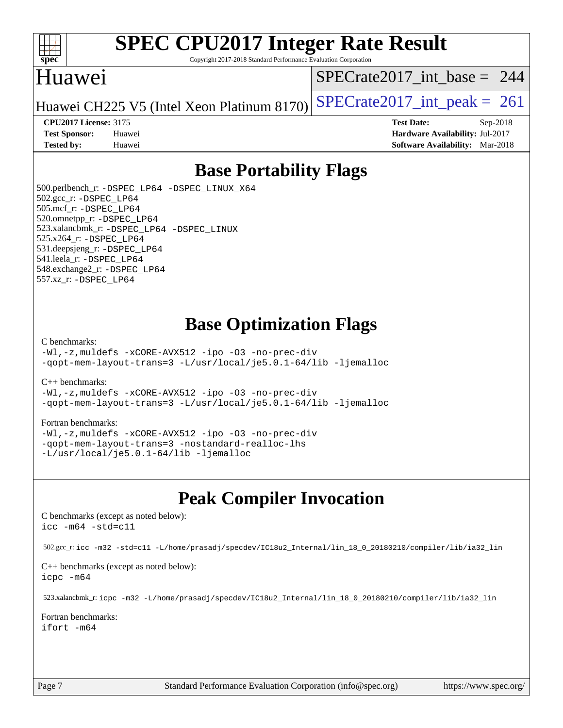# SPEC CPU2017 Integer Rate Result

Copyright 2017-2018 Standard Performance Evaluation Corporation

## Huawei

Huawei CH225 V5 (Intel Xeon Platinum 8170)

SPECrate2017_int_base = 244

SPECrate2017_int_peak = 261

**CPU2017 License:** 3175
**Test Sponsor:** Huawei
**Tested by:** Huawei

**Test Date:** Sep-2018
**Hardware Availability:** Jul-2017
**Software Availability:** Mar-2018

## Base Portability Flags

500.perlbench_r: -DSPEC_LP64 -DSPEC_LINUX_X64
502.gcc_r: -DSPEC_LP64
505.mcf_r: -DSPEC_LP64
520.omnetpp_r: -DSPEC_LP64
523.xalancbmk_r: -DSPEC_LP64 -DSPEC_LINUX
525.x264_r: -DSPEC_LP64
531.deepsjeng_r: -DSPEC_LP64
541.leela_r: -DSPEC_LP64
548.exchange2_r: -DSPEC_LP64
557.xz_r: -DSPEC_LP64

## Base Optimization Flags

C benchmarks:

```
-Wl,-z,muldefs -xCORE-AVX512 -ipo -O3 -no-prec-div
-qopt-mem-layout-trans=3 -L/usr/local/je5.0.1-64/lib -ljemalloc
```

C++ benchmarks:

```
-Wl,-z,muldefs -xCORE-AVX512 -ipo -O3 -no-prec-div
-qopt-mem-layout-trans=3 -L/usr/local/je5.0.1-64/lib -ljemalloc
```

Fortran benchmarks:

```
-Wl,-z,muldefs -xCORE-AVX512 -ipo -O3 -no-prec-div
-qopt-mem-layout-trans=3 -nostandard-realloc-lhs
-L/usr/local/je5.0.1-64/lib -ljemalloc
```

## Peak Compiler Invocation

C benchmarks (except as noted below):

```
icc -m64 -std=c11
```

502.gcc_r: icc -m32 -std=c11 -L/home/prasadj/specdev/IC18u2_Internal/lin_18_0_20180210/compiler/lib/ia32_lin

C++ benchmarks (except as noted below):

```
icpc -m64
```

523.xalancbmk_r: icpc -m32 -L/home/prasadj/specdev/IC18u2_Internal/lin_18_0_20180210/compiler/lib/ia32_lin

Fortran benchmarks:

```
ifort -m64
```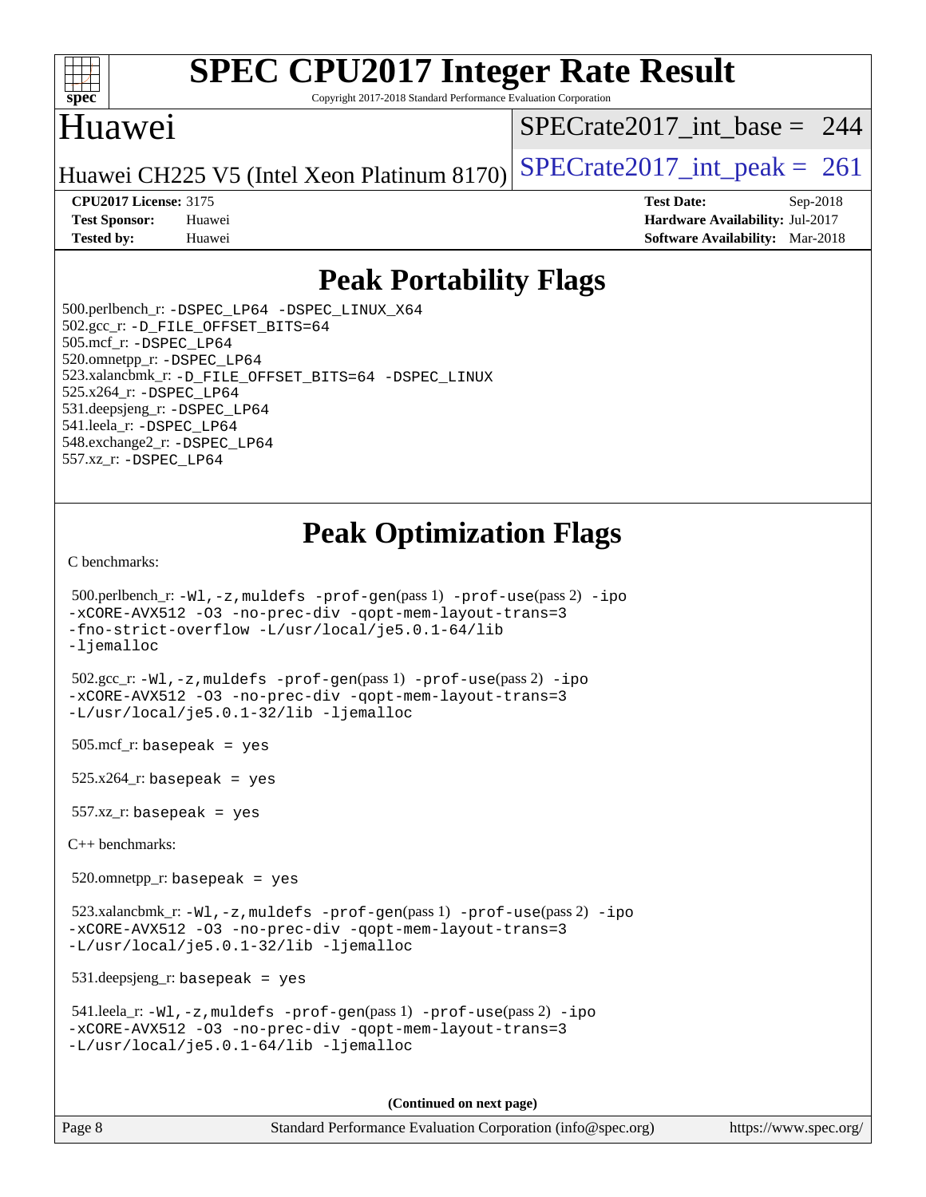# SPEC CPU2017 Integer Rate Result

Copyright 2017-2018 Standard Performance Evaluation Corporation

## Huawei

Huawei CH225 V5 (Intel Xeon Platinum 8170)

SPECrate2017_int_base = 244

SPECrate2017_int_peak = 261

**CPU2017 License:** 3175
**Test Sponsor:** Huawei
**Tested by:** Huawei

**Test Date:** Sep-2018
**Hardware Availability:** Jul-2017
**Software Availability:** Mar-2018

## Peak Portability Flags

500.perlbench_r: -DSPEC_LP64 -DSPEC_LINUX_X64
502.gcc_r: -D_FILE_OFFSET_BITS=64
505.mcf_r: -DSPEC_LP64
520.omnetpp_r: -DSPEC_LP64
523.xalancbmk_r: -D_FILE_OFFSET_BITS=64 -DSPEC_LINUX
525.x264_r: -DSPEC_LP64
531.deepsjeng_r: -DSPEC_LP64
541.leela_r: -DSPEC_LP64
548.exchange2_r: -DSPEC_LP64
557.xz_r: -DSPEC_LP64

## Peak Optimization Flags

C benchmarks:

500.perlbench_r: -Wl,-z,muldefs -prof-gen(pass 1) -prof-use(pass 2) -ipo -xCORE-AVX512 -O3 -no-prec-div -qopt-mem-layout-trans=3 -fno-strict-overflow -L/usr/local/je5.0.1-64/lib -ljemalloc

502.gcc_r: -Wl,-z,muldefs -prof-gen(pass 1) -prof-use(pass 2) -ipo -xCORE-AVX512 -O3 -no-prec-div -qopt-mem-layout-trans=3 -L/usr/local/je5.0.1-32/lib -ljemalloc

505.mcf_r: basepeak = yes

525.x264_r: basepeak = yes

557.xz_r: basepeak = yes

C++ benchmarks:

520.omnetpp_r: basepeak = yes

523.xalancbmk_r: -Wl,-z,muldefs -prof-gen(pass 1) -prof-use(pass 2) -ipo -xCORE-AVX512 -O3 -no-prec-div -qopt-mem-layout-trans=3 -L/usr/local/je5.0.1-32/lib -ljemalloc

531.deepsjeng_r: basepeak = yes

541.leela_r: -Wl,-z,muldefs -prof-gen(pass 1) -prof-use(pass 2) -ipo -xCORE-AVX512 -O3 -no-prec-div -qopt-mem-layout-trans=3 -L/usr/local/je5.0.1-64/lib -ljemalloc

**(Continued on next page)**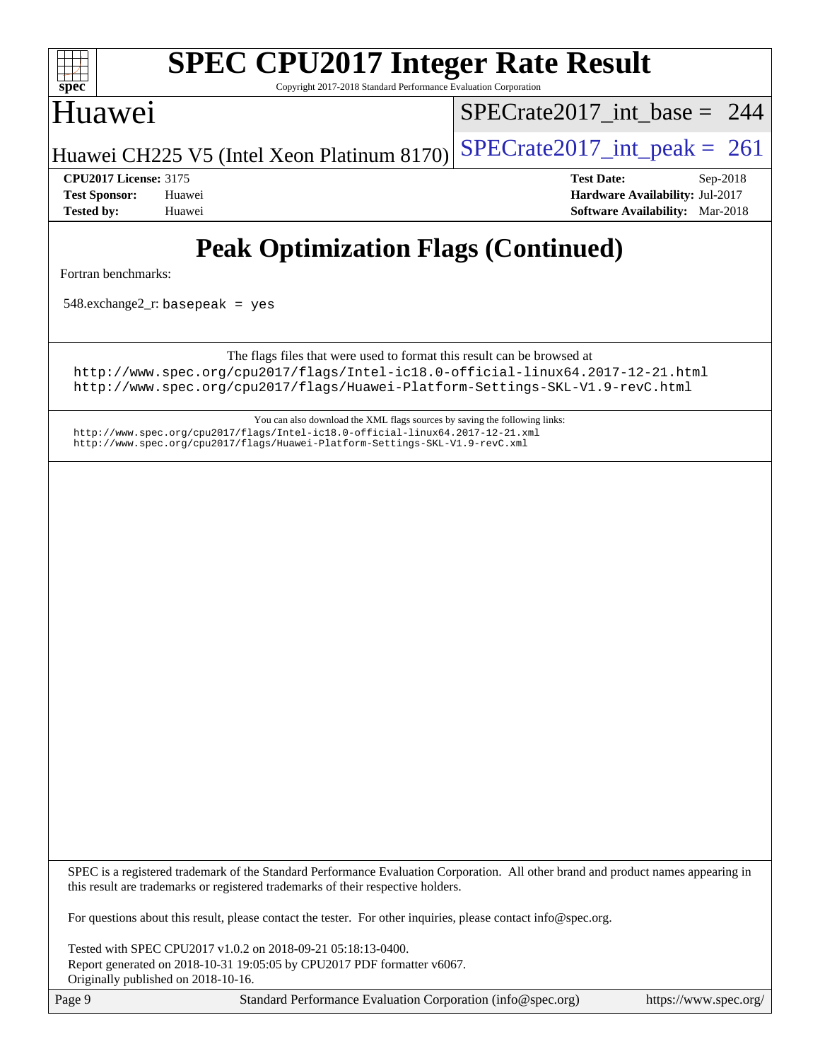# Peak Optimization Flags (Continued)

Fortran benchmarks:

548.exchange2_r: basepeak = yes

The flags files that were used to format this result can be browsed at
http://www.spec.org/cpu2017/flags/Intel-ic18.0-official-linux64.2017-12-21.html
http://www.spec.org/cpu2017/flags/Huawei-Platform-Settings-SKL-V1.9-revC.html

You can also download the XML flags sources by saving the following links:
http://www.spec.org/cpu2017/flags/Intel-ic18.0-official-linux64.2017-12-21.xml
http://www.spec.org/cpu2017/flags/Huawei-Platform-Settings-SKL-V1.9-revC.xml

SPEC is a registered trademark of the Standard Performance Evaluation Corporation. All other brand and product names appearing in this result are trademarks or registered trademarks of their respective holders.

For questions about this result, please contact the tester. For other inquiries, please contact info@spec.org.

Tested with SPEC CPU2017 v1.0.2 on 2018-09-21 05:18:13-0400.
Report generated on 2018-10-31 19:05:05 by CPU2017 PDF formatter v6067.
Originally published on 2018-10-16.